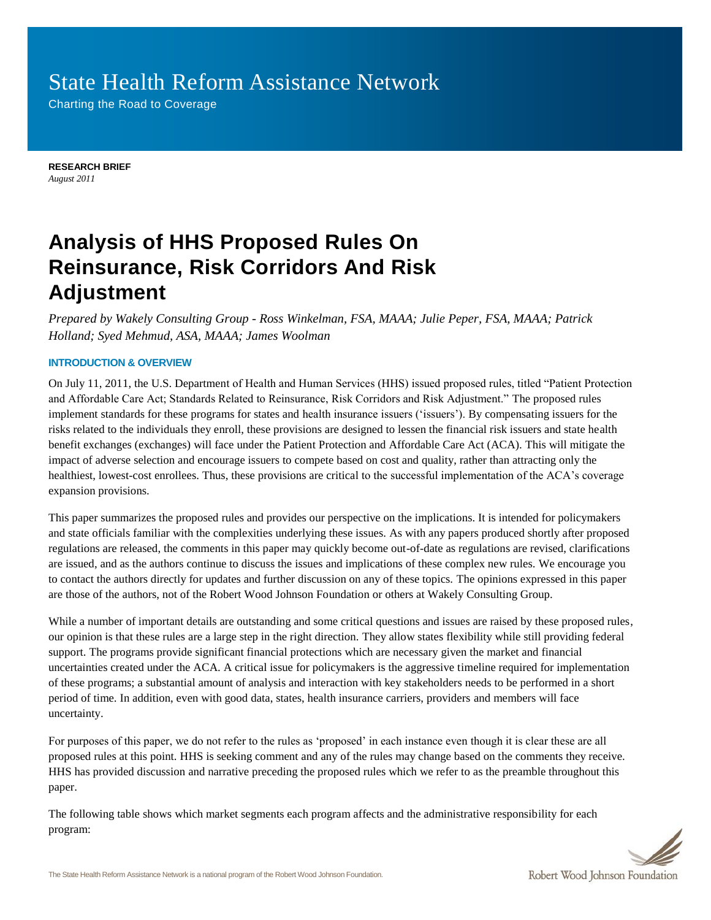# State Health Reform Assistance Network

Charting the Road to Coverage

**RESEARCH BRIEF**
*August 2011*

# Analysis of HHS Proposed Rules On Reinsurance, Risk Corridors And Risk Adjustment

*Prepared by Wakely Consulting Group - Ross Winkelman, FSA, MAAA; Julie Peper, FSA, MAAA; Patrick Holland; Syed Mehmud, ASA, MAAA; James Woolman*

## INTRODUCTION & OVERVIEW

On July 11, 2011, the U.S. Department of Health and Human Services (HHS) issued proposed rules, titled "Patient Protection and Affordable Care Act; Standards Related to Reinsurance, Risk Corridors and Risk Adjustment." The proposed rules implement standards for these programs for states and health insurance issuers ('issuers'). By compensating issuers for the risks related to the individuals they enroll, these provisions are designed to lessen the financial risk issuers and state health benefit exchanges (exchanges) will face under the Patient Protection and Affordable Care Act (ACA). This will mitigate the impact of adverse selection and encourage issuers to compete based on cost and quality, rather than attracting only the healthiest, lowest-cost enrollees. Thus, these provisions are critical to the successful implementation of the ACA's coverage expansion provisions.

This paper summarizes the proposed rules and provides our perspective on the implications. It is intended for policymakers and state officials familiar with the complexities underlying these issues. As with any papers produced shortly after proposed regulations are released, the comments in this paper may quickly become out-of-date as regulations are revised, clarifications are issued, and as the authors continue to discuss the issues and implications of these complex new rules. We encourage you to contact the authors directly for updates and further discussion on any of these topics. The opinions expressed in this paper are those of the authors, not of the Robert Wood Johnson Foundation or others at Wakely Consulting Group.

While a number of important details are outstanding and some critical questions and issues are raised by these proposed rules, our opinion is that these rules are a large step in the right direction. They allow states flexibility while still providing federal support. The programs provide significant financial protections which are necessary given the market and financial uncertainties created under the ACA. A critical issue for policymakers is the aggressive timeline required for implementation of these programs; a substantial amount of analysis and interaction with key stakeholders needs to be performed in a short period of time. In addition, even with good data, states, health insurance carriers, providers and members will face uncertainty.

For purposes of this paper, we do not refer to the rules as 'proposed' in each instance even though it is clear these are all proposed rules at this point. HHS is seeking comment and any of the rules may change based on the comments they receive. HHS has provided discussion and narrative preceding the proposed rules which we refer to as the preamble throughout this paper.

The following table shows which market segments each program affects and the administrative responsibility for each program: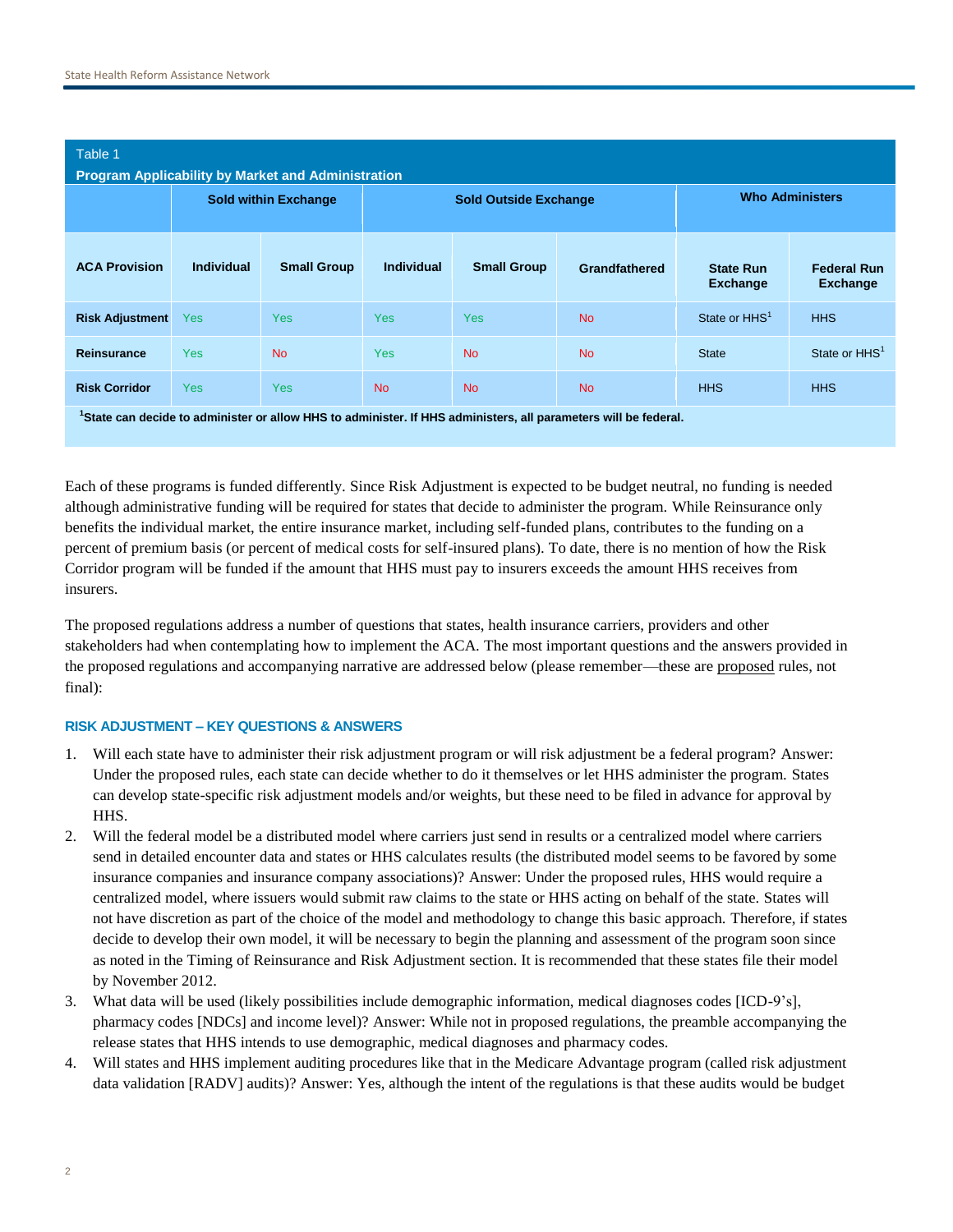Table 1

**Program Applicability by Market and Administration**

| | Sold within Exchange | | Sold Outside Exchange | | | Who Administers | |
|---|---|---|---|---|---|---|---|
| **ACA Provision** | **Individual** | **Small Group** | **Individual** | **Small Group** | **Grandfathered** | **State Run Exchange** | **Federal Run Exchange** |
| **Risk Adjustment** | Yes | Yes | Yes | Yes | No | State or HHS[1] | HHS |
| **Reinsurance** | Yes | No | Yes | No | No | State | State or HHS[1] |
| **Risk Corridor** | Yes | Yes | No | No | No | HHS | HHS |

**[1]State can decide to administer or allow HHS to administer. If HHS administers, all parameters will be federal.**

Each of these programs is funded differently. Since Risk Adjustment is expected to be budget neutral, no funding is needed although administrative funding will be required for states that decide to administer the program. While Reinsurance only benefits the individual market, the entire insurance market, including self-funded plans, contributes to the funding on a percent of premium basis (or percent of medical costs for self-insured plans). To date, there is no mention of how the Risk Corridor program will be funded if the amount that HHS must pay to insurers exceeds the amount HHS receives from insurers.

The proposed regulations address a number of questions that states, health insurance carriers, providers and other stakeholders had when contemplating how to implement the ACA. The most important questions and the answers provided in the proposed regulations and accompanying narrative are addressed below (please remember—these are proposed rules, not final):

### RISK ADJUSTMENT – KEY QUESTIONS & ANSWERS

1. Will each state have to administer their risk adjustment program or will risk adjustment be a federal program? Answer: Under the proposed rules, each state can decide whether to do it themselves or let HHS administer the program. States can develop state-specific risk adjustment models and/or weights, but these need to be filed in advance for approval by HHS.
2. Will the federal model be a distributed model where carriers just send in results or a centralized model where carriers send in detailed encounter data and states or HHS calculates results (the distributed model seems to be favored by some insurance companies and insurance company associations)? Answer: Under the proposed rules, HHS would require a centralized model, where issuers would submit raw claims to the state or HHS acting on behalf of the state. States will not have discretion as part of the choice of the model and methodology to change this basic approach. Therefore, if states decide to develop their own model, it will be necessary to begin the planning and assessment of the program soon since as noted in the Timing of Reinsurance and Risk Adjustment section. It is recommended that these states file their model by November 2012.
3. What data will be used (likely possibilities include demographic information, medical diagnoses codes [ICD-9's], pharmacy codes [NDCs] and income level)? Answer: While not in proposed regulations, the preamble accompanying the release states that HHS intends to use demographic, medical diagnoses and pharmacy codes.
4. Will states and HHS implement auditing procedures like that in the Medicare Advantage program (called risk adjustment data validation [RADV] audits)? Answer: Yes, although the intent of the regulations is that these audits would be budget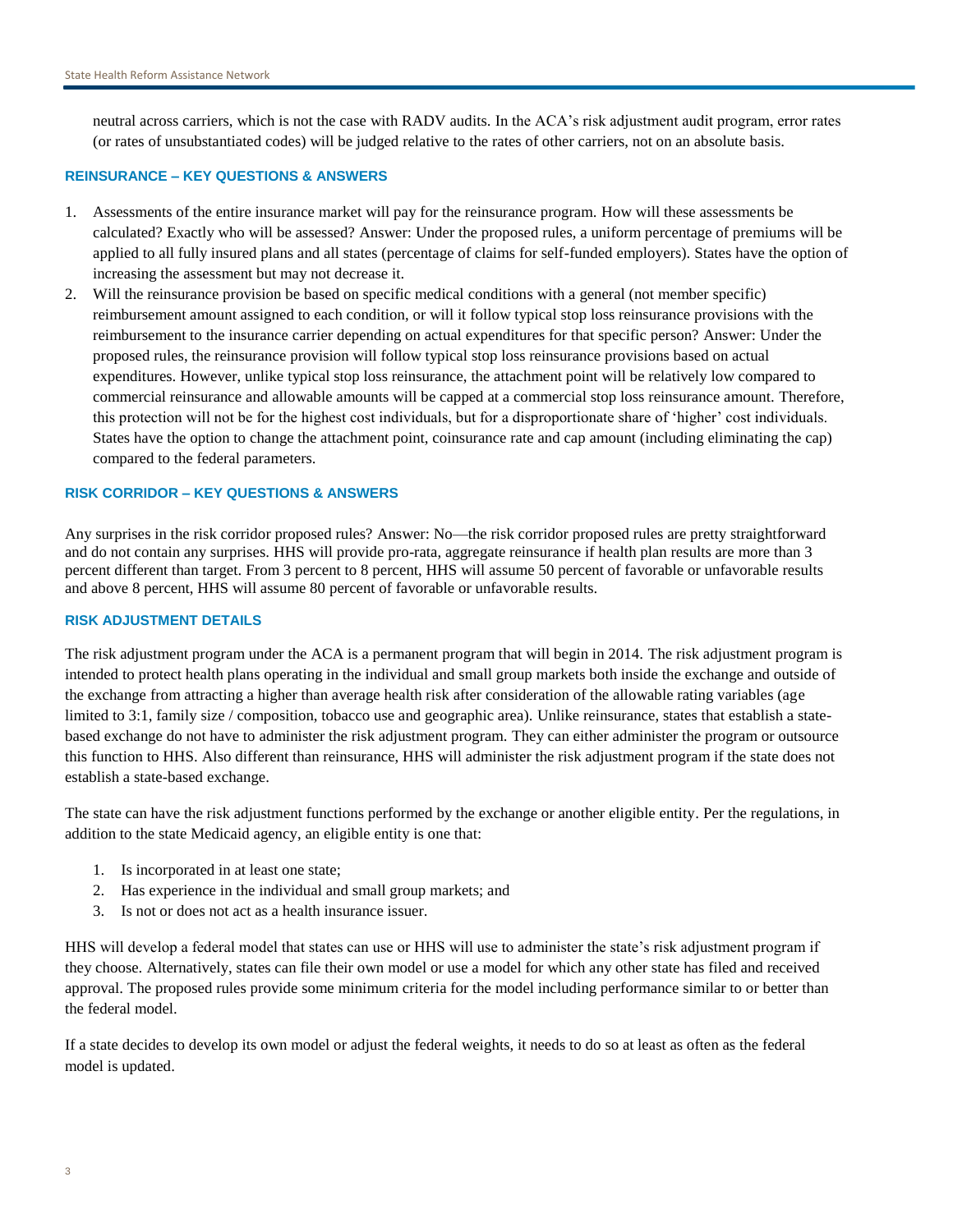neutral across carriers, which is not the case with RADV audits. In the ACA's risk adjustment audit program, error rates (or rates of unsubstantiated codes) will be judged relative to the rates of other carriers, not on an absolute basis.

### REINSURANCE – KEY QUESTIONS & ANSWERS

1. Assessments of the entire insurance market will pay for the reinsurance program. How will these assessments be calculated? Exactly who will be assessed? Answer: Under the proposed rules, a uniform percentage of premiums will be applied to all fully insured plans and all states (percentage of claims for self-funded employers). States have the option of increasing the assessment but may not decrease it.
2. Will the reinsurance provision be based on specific medical conditions with a general (not member specific) reimbursement amount assigned to each condition, or will it follow typical stop loss reinsurance provisions with the reimbursement to the insurance carrier depending on actual expenditures for that specific person? Answer: Under the proposed rules, the reinsurance provision will follow typical stop loss reinsurance provisions based on actual expenditures. However, unlike typical stop loss reinsurance, the attachment point will be relatively low compared to commercial reinsurance and allowable amounts will be capped at a commercial stop loss reinsurance amount. Therefore, this protection will not be for the highest cost individuals, but for a disproportionate share of 'higher' cost individuals. States have the option to change the attachment point, coinsurance rate and cap amount (including eliminating the cap) compared to the federal parameters.

### RISK CORRIDOR – KEY QUESTIONS & ANSWERS

Any surprises in the risk corridor proposed rules? Answer: No—the risk corridor proposed rules are pretty straightforward and do not contain any surprises. HHS will provide pro-rata, aggregate reinsurance if health plan results are more than 3 percent different than target. From 3 percent to 8 percent, HHS will assume 50 percent of favorable or unfavorable results and above 8 percent, HHS will assume 80 percent of favorable or unfavorable results.

### RISK ADJUSTMENT DETAILS

The risk adjustment program under the ACA is a permanent program that will begin in 2014. The risk adjustment program is intended to protect health plans operating in the individual and small group markets both inside the exchange and outside of the exchange from attracting a higher than average health risk after consideration of the allowable rating variables (age limited to 3:1, family size / composition, tobacco use and geographic area). Unlike reinsurance, states that establish a state-based exchange do not have to administer the risk adjustment program. They can either administer the program or outsource this function to HHS. Also different than reinsurance, HHS will administer the risk adjustment program if the state does not establish a state-based exchange.

The state can have the risk adjustment functions performed by the exchange or another eligible entity. Per the regulations, in addition to the state Medicaid agency, an eligible entity is one that:

1. Is incorporated in at least one state;
2. Has experience in the individual and small group markets; and
3. Is not or does not act as a health insurance issuer.

HHS will develop a federal model that states can use or HHS will use to administer the state's risk adjustment program if they choose. Alternatively, states can file their own model or use a model for which any other state has filed and received approval. The proposed rules provide some minimum criteria for the model including performance similar to or better than the federal model.

If a state decides to develop its own model or adjust the federal weights, it needs to do so at least as often as the federal model is updated.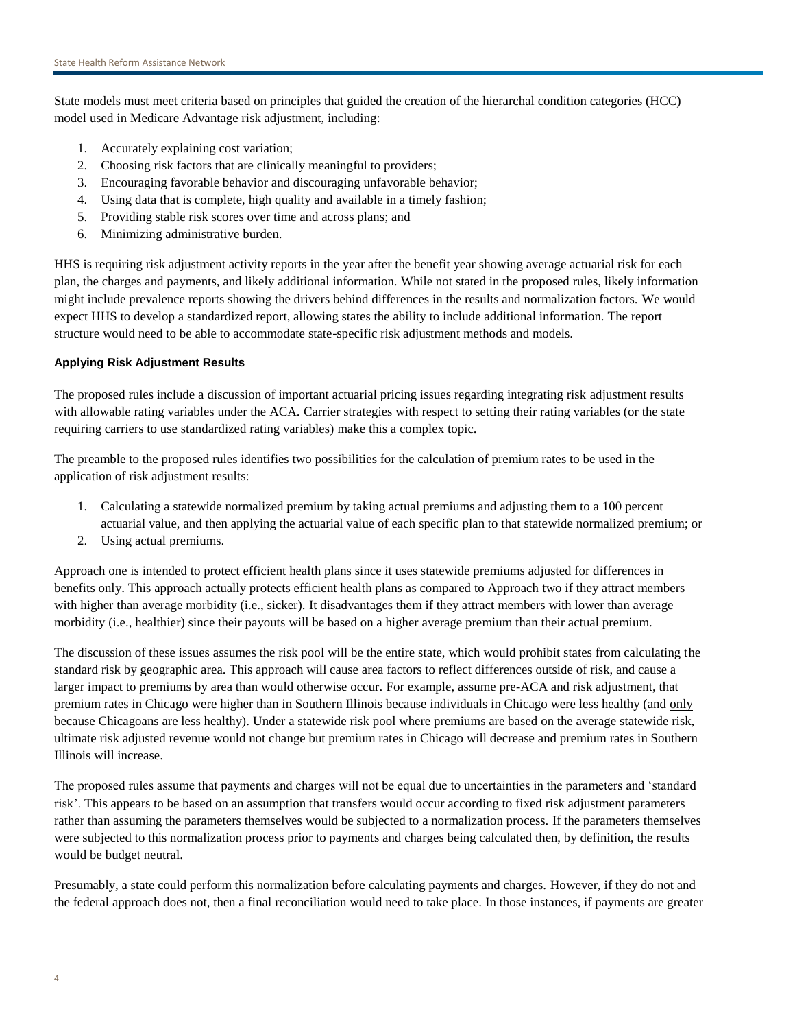State models must meet criteria based on principles that guided the creation of the hierarchal condition categories (HCC) model used in Medicare Advantage risk adjustment, including:

1. Accurately explaining cost variation;
2. Choosing risk factors that are clinically meaningful to providers;
3. Encouraging favorable behavior and discouraging unfavorable behavior;
4. Using data that is complete, high quality and available in a timely fashion;
5. Providing stable risk scores over time and across plans; and
6. Minimizing administrative burden.

HHS is requiring risk adjustment activity reports in the year after the benefit year showing average actuarial risk for each plan, the charges and payments, and likely additional information. While not stated in the proposed rules, likely information might include prevalence reports showing the drivers behind differences in the results and normalization factors. We would expect HHS to develop a standardized report, allowing states the ability to include additional information. The report structure would need to be able to accommodate state-specific risk adjustment methods and models.

#### Applying Risk Adjustment Results

The proposed rules include a discussion of important actuarial pricing issues regarding integrating risk adjustment results with allowable rating variables under the ACA. Carrier strategies with respect to setting their rating variables (or the state requiring carriers to use standardized rating variables) make this a complex topic.

The preamble to the proposed rules identifies two possibilities for the calculation of premium rates to be used in the application of risk adjustment results:

1. Calculating a statewide normalized premium by taking actual premiums and adjusting them to a 100 percent actuarial value, and then applying the actuarial value of each specific plan to that statewide normalized premium; or
2. Using actual premiums.

Approach one is intended to protect efficient health plans since it uses statewide premiums adjusted for differences in benefits only. This approach actually protects efficient health plans as compared to Approach two if they attract members with higher than average morbidity (i.e., sicker). It disadvantages them if they attract members with lower than average morbidity (i.e., healthier) since their payouts will be based on a higher average premium than their actual premium.

The discussion of these issues assumes the risk pool will be the entire state, which would prohibit states from calculating the standard risk by geographic area. This approach will cause area factors to reflect differences outside of risk, and cause a larger impact to premiums by area than would otherwise occur. For example, assume pre-ACA and risk adjustment, that premium rates in Chicago were higher than in Southern Illinois because individuals in Chicago were less healthy (and <u>only</u> because Chicagoans are less healthy). Under a statewide risk pool where premiums are based on the average statewide risk, ultimate risk adjusted revenue would not change but premium rates in Chicago will decrease and premium rates in Southern Illinois will increase.

The proposed rules assume that payments and charges will not be equal due to uncertainties in the parameters and 'standard risk'. This appears to be based on an assumption that transfers would occur according to fixed risk adjustment parameters rather than assuming the parameters themselves would be subjected to a normalization process. If the parameters themselves were subjected to this normalization process prior to payments and charges being calculated then, by definition, the results would be budget neutral.

Presumably, a state could perform this normalization before calculating payments and charges. However, if they do not and the federal approach does not, then a final reconciliation would need to take place. In those instances, if payments are greater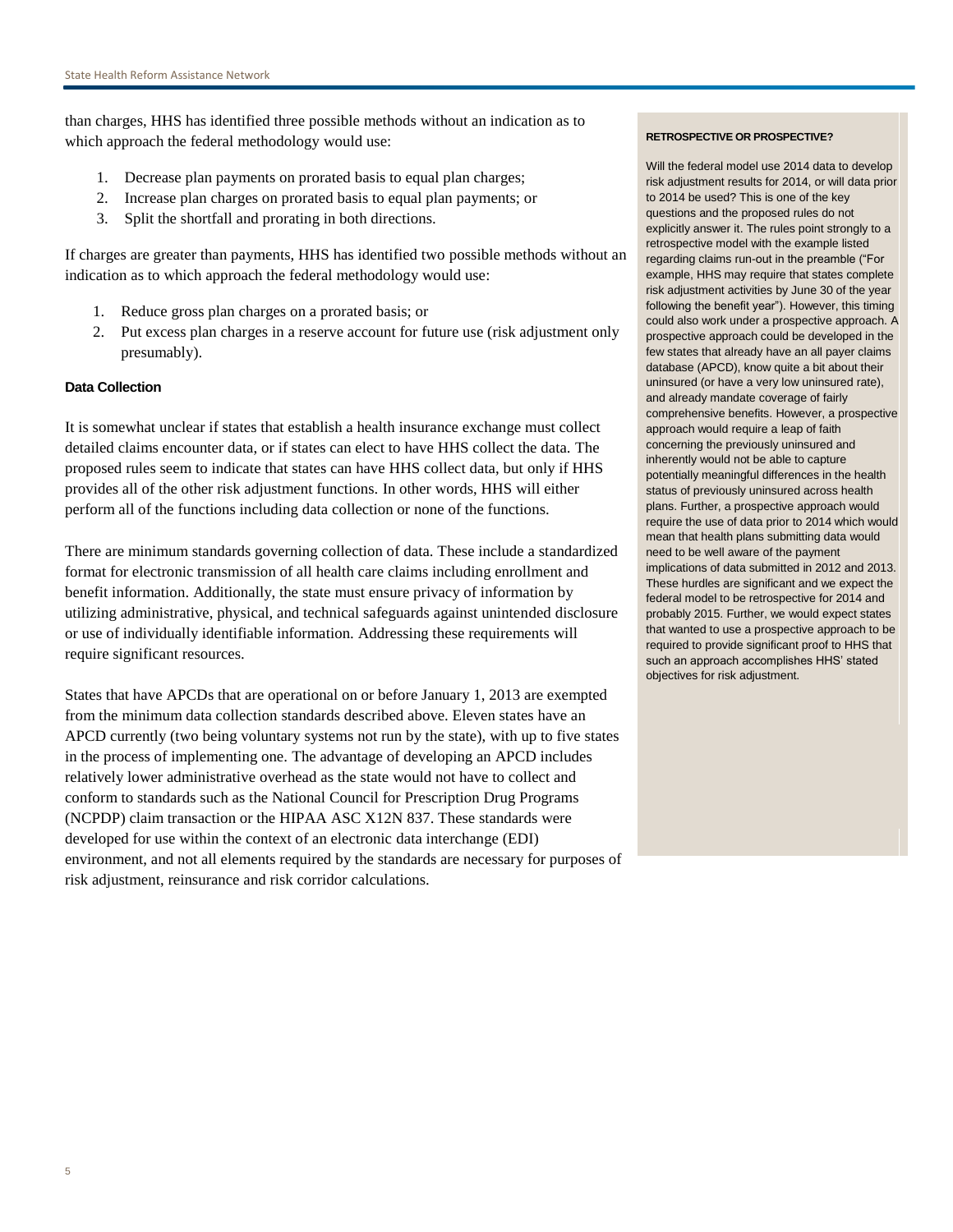than charges, HHS has identified three possible methods without an indication as to which approach the federal methodology would use:

1. Decrease plan payments on prorated basis to equal plan charges;
2. Increase plan charges on prorated basis to equal plan payments; or
3. Split the shortfall and prorating in both directions.

If charges are greater than payments, HHS has identified two possible methods without an indication as to which approach the federal methodology would use:

1. Reduce gross plan charges on a prorated basis; or
2. Put excess plan charges in a reserve account for future use (risk adjustment only presumably).

#### Data Collection

It is somewhat unclear if states that establish a health insurance exchange must collect detailed claims encounter data, or if states can elect to have HHS collect the data. The proposed rules seem to indicate that states can have HHS collect data, but only if HHS provides all of the other risk adjustment functions. In other words, HHS will either perform all of the functions including data collection or none of the functions.

There are minimum standards governing collection of data. These include a standardized format for electronic transmission of all health care claims including enrollment and benefit information. Additionally, the state must ensure privacy of information by utilizing administrative, physical, and technical safeguards against unintended disclosure or use of individually identifiable information. Addressing these requirements will require significant resources.

States that have APCDs that are operational on or before January 1, 2013 are exempted from the minimum data collection standards described above. Eleven states have an APCD currently (two being voluntary systems not run by the state), with up to five states in the process of implementing one. The advantage of developing an APCD includes relatively lower administrative overhead as the state would not have to collect and conform to standards such as the National Council for Prescription Drug Programs (NCPDP) claim transaction or the HIPAA ASC X12N 837. These standards were developed for use within the context of an electronic data interchange (EDI) environment, and not all elements required by the standards are necessary for purposes of risk adjustment, reinsurance and risk corridor calculations.

**RETROSPECTIVE OR PROSPECTIVE?**

Will the federal model use 2014 data to develop risk adjustment results for 2014, or will data prior to 2014 be used? This is one of the key questions and the proposed rules do not explicitly answer it. The rules point strongly to a retrospective model with the example listed regarding claims run-out in the preamble ("For example, HHS may require that states complete risk adjustment activities by June 30 of the year following the benefit year"). However, this timing could also work under a prospective approach. A prospective approach could be developed in the few states that already have an all payer claims database (APCD), know quite a bit about their uninsured (or have a very low uninsured rate), and already mandate coverage of fairly comprehensive benefits. However, a prospective approach would require a leap of faith concerning the previously uninsured and inherently would not be able to capture potentially meaningful differences in the health status of previously uninsured across health plans. Further, a prospective approach would require the use of data prior to 2014 which would mean that health plans submitting data would need to be well aware of the payment implications of data submitted in 2012 and 2013. These hurdles are significant and we expect the federal model to be retrospective for 2014 and probably 2015. Further, we would expect states that wanted to use a prospective approach to be required to provide significant proof to HHS that such an approach accomplishes HHS' stated objectives for risk adjustment.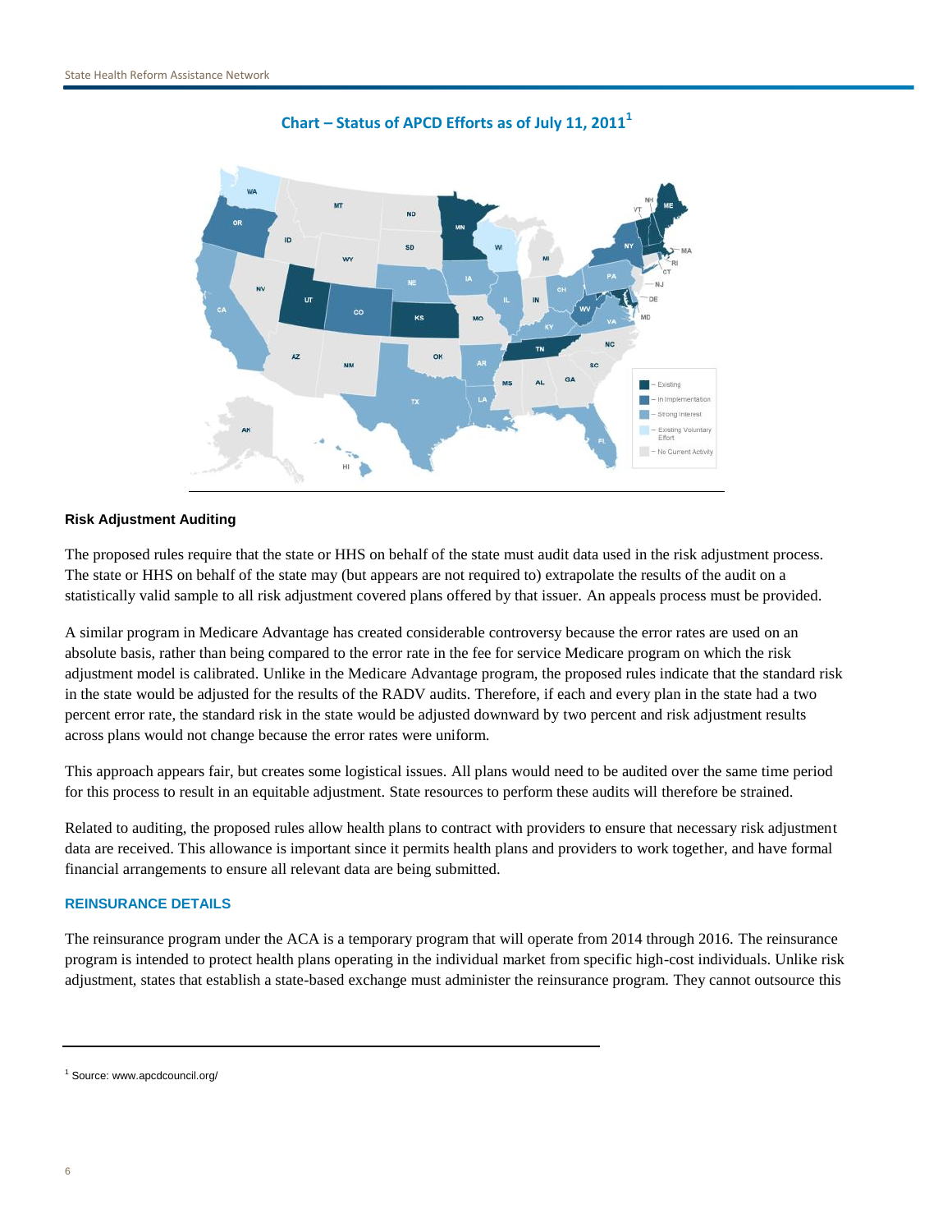**Chart – Status of APCD Efforts as of July 11, 2011**[1]

**Risk Adjustment Auditing**

The proposed rules require that the state or HHS on behalf of the state must audit data used in the risk adjustment process. The state or HHS on behalf of the state may (but appears are not required to) extrapolate the results of the audit on a statistically valid sample to all risk adjustment covered plans offered by that issuer. An appeals process must be provided.

A similar program in Medicare Advantage has created considerable controversy because the error rates are used on an absolute basis, rather than being compared to the error rate in the fee for service Medicare program on which the risk adjustment model is calibrated. Unlike in the Medicare Advantage program, the proposed rules indicate that the standard risk in the state would be adjusted for the results of the RADV audits. Therefore, if each and every plan in the state had a two percent error rate, the standard risk in the state would be adjusted downward by two percent and risk adjustment results across plans would not change because the error rates were uniform.

This approach appears fair, but creates some logistical issues. All plans would need to be audited over the same time period for this process to result in an equitable adjustment. State resources to perform these audits will therefore be strained.

Related to auditing, the proposed rules allow health plans to contract with providers to ensure that necessary risk adjustment data are received. This allowance is important since it permits health plans and providers to work together, and have formal financial arrangements to ensure all relevant data are being submitted.

## REINSURANCE DETAILS

The reinsurance program under the ACA is a temporary program that will operate from 2014 through 2016. The reinsurance program is intended to protect health plans operating in the individual market from specific high-cost individuals. Unlike risk adjustment, states that establish a state-based exchange must administer the reinsurance program. They cannot outsource this

[1] Source: www.apcdcouncil.org/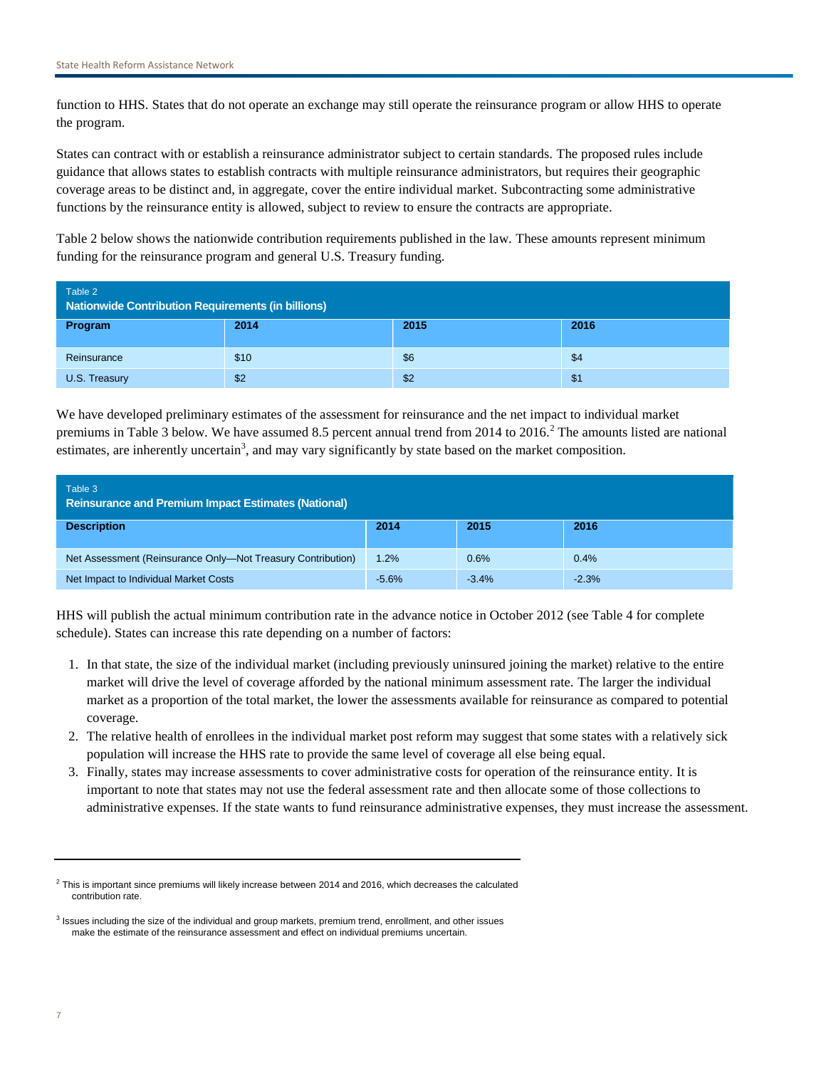function to HHS. States that do not operate an exchange may still operate the reinsurance program or allow HHS to operate the program.

States can contract with or establish a reinsurance administrator subject to certain standards. The proposed rules include guidance that allows states to establish contracts with multiple reinsurance administrators, but requires their geographic coverage areas to be distinct and, in aggregate, cover the entire individual market. Subcontracting some administrative functions by the reinsurance entity is allowed, subject to review to ensure the contracts are appropriate.

Table 2 below shows the nationwide contribution requirements published in the law. These amounts represent minimum funding for the reinsurance program and general U.S. Treasury funding.

Table 2
**Nationwide Contribution Requirements (in billions)**

| Program | 2014 | 2015 | 2016 |
|---|---|---|---|
| Reinsurance | $10 | $6 | $4 |
| U.S. Treasury | $2 | $2 | $1 |

We have developed preliminary estimates of the assessment for reinsurance and the net impact to individual market premiums in Table 3 below. We have assumed 8.5 percent annual trend from 2014 to 2016.[2] The amounts listed are national estimates, are inherently uncertain[3], and may vary significantly by state based on the market composition.

Table 3
**Reinsurance and Premium Impact Estimates (National)**

| Description | 2014 | 2015 | 2016 |
|---|---|---|---|
| Net Assessment (Reinsurance Only—Not Treasury Contribution) | 1.2% | 0.6% | 0.4% |
| Net Impact to Individual Market Costs | -5.6% | -3.4% | -2.3% |

HHS will publish the actual minimum contribution rate in the advance notice in October 2012 (see Table 4 for complete schedule). States can increase this rate depending on a number of factors:

1. In that state, the size of the individual market (including previously uninsured joining the market) relative to the entire market will drive the level of coverage afforded by the national minimum assessment rate. The larger the individual market as a proportion of the total market, the lower the assessments available for reinsurance as compared to potential coverage.
2. The relative health of enrollees in the individual market post reform may suggest that some states with a relatively sick population will increase the HHS rate to provide the same level of coverage all else being equal.
3. Finally, states may increase assessments to cover administrative costs for operation of the reinsurance entity. It is important to note that states may not use the federal assessment rate and then allocate some of those collections to administrative expenses. If the state wants to fund reinsurance administrative expenses, they must increase the assessment.

---

[2] This is important since premiums will likely increase between 2014 and 2016, which decreases the calculated contribution rate.

[3] Issues including the size of the individual and group markets, premium trend, enrollment, and other issues make the estimate of the reinsurance assessment and effect on individual premiums uncertain.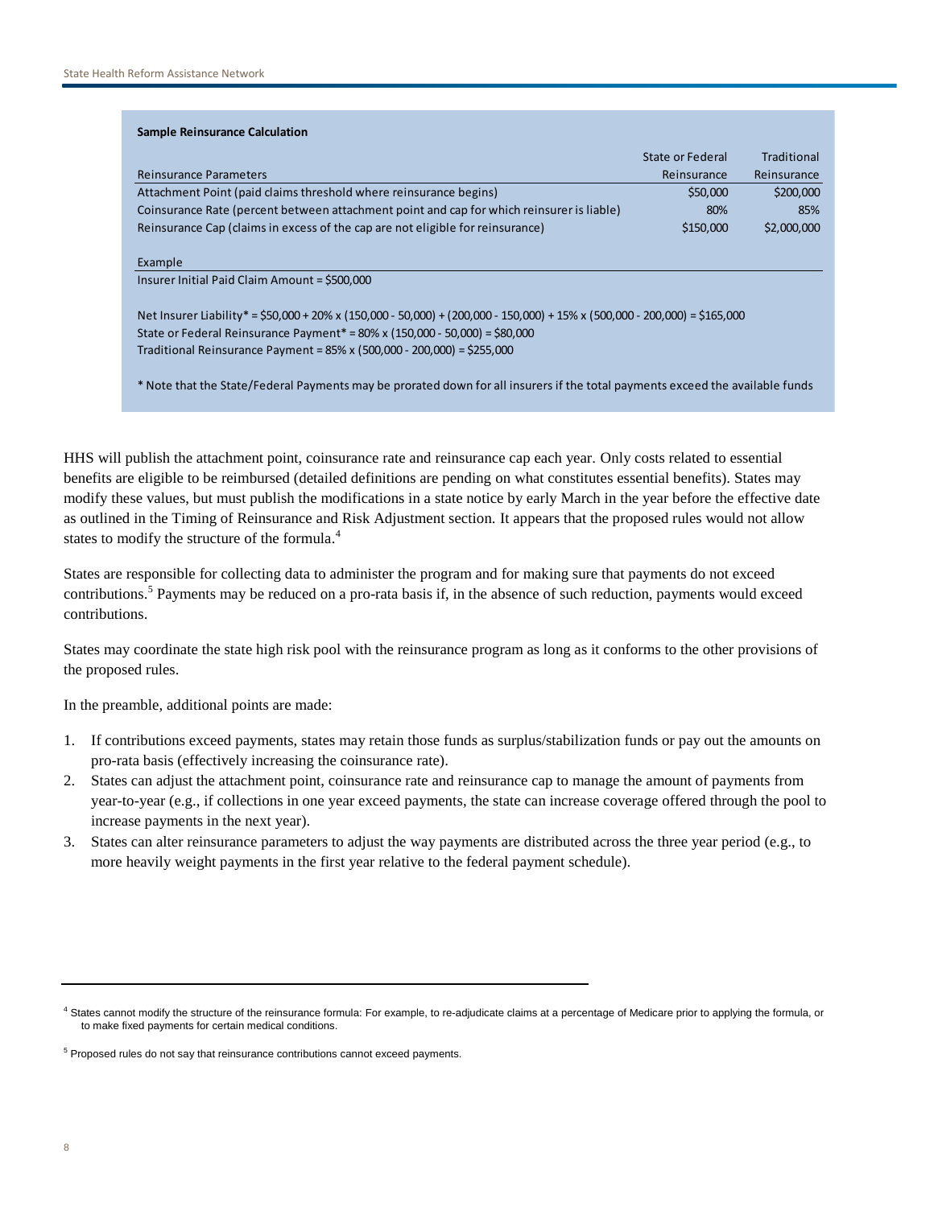**Sample Reinsurance Calculation**

| Reinsurance Parameters | State or Federal Reinsurance | Traditional Reinsurance |
|---|---|---|
| Attachment Point (paid claims threshold where reinsurance begins) | \$50,000 | \$200,000 |
| Coinsurance Rate (percent between attachment point and cap for which reinsurer is liable) | 80% | 85% |
| Reinsurance Cap (claims in excess of the cap are not eligible for reinsurance) | \$150,000 | \$2,000,000 |

Example

Insurer Initial Paid Claim Amount = \$500,000

Net Insurer Liability* = \$50,000 + 20% x (150,000 - 50,000) + (200,000 - 150,000) + 15% x (500,000 - 200,000) = \$165,000

State or Federal Reinsurance Payment* = 80% x (150,000 - 50,000) = \$80,000

Traditional Reinsurance Payment = 85% x (500,000 - 200,000) = \$255,000

* Note that the State/Federal Payments may be prorated down for all insurers if the total payments exceed the available funds

HHS will publish the attachment point, coinsurance rate and reinsurance cap each year. Only costs related to essential benefits are eligible to be reimbursed (detailed definitions are pending on what constitutes essential benefits). States may modify these values, but must publish the modifications in a state notice by early March in the year before the effective date as outlined in the Timing of Reinsurance and Risk Adjustment section. It appears that the proposed rules would not allow states to modify the structure of the formula.[4]

States are responsible for collecting data to administer the program and for making sure that payments do not exceed contributions.[5] Payments may be reduced on a pro-rata basis if, in the absence of such reduction, payments would exceed contributions.

States may coordinate the state high risk pool with the reinsurance program as long as it conforms to the other provisions of the proposed rules.

In the preamble, additional points are made:

1. If contributions exceed payments, states may retain those funds as surplus/stabilization funds or pay out the amounts on pro-rata basis (effectively increasing the coinsurance rate).
2. States can adjust the attachment point, coinsurance rate and reinsurance cap to manage the amount of payments from year-to-year (e.g., if collections in one year exceed payments, the state can increase coverage offered through the pool to increase payments in the next year).
3. States can alter reinsurance parameters to adjust the way payments are distributed across the three year period (e.g., to more heavily weight payments in the first year relative to the federal payment schedule).

---

[4] States cannot modify the structure of the reinsurance formula: For example, to re-adjudicate claims at a percentage of Medicare prior to applying the formula, or to make fixed payments for certain medical conditions.

[5] Proposed rules do not say that reinsurance contributions cannot exceed payments.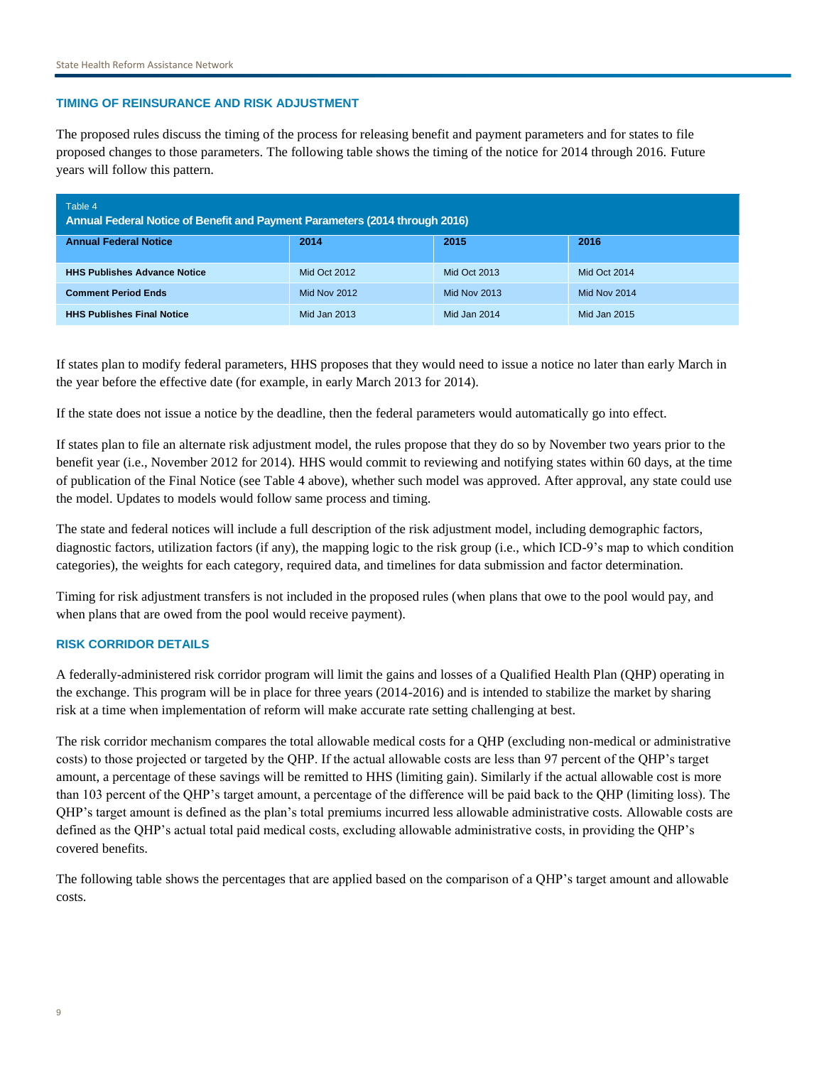### TIMING OF REINSURANCE AND RISK ADJUSTMENT

The proposed rules discuss the timing of the process for releasing benefit and payment parameters and for states to file proposed changes to those parameters. The following table shows the timing of the notice for 2014 through 2016. Future years will follow this pattern.

Table 4
**Annual Federal Notice of Benefit and Payment Parameters (2014 through 2016)**

| Annual Federal Notice | 2014 | 2015 | 2016 |
|---|---|---|---|
| **HHS Publishes Advance Notice** | Mid Oct 2012 | Mid Oct 2013 | Mid Oct 2014 |
| **Comment Period Ends** | Mid Nov 2012 | Mid Nov 2013 | Mid Nov 2014 |
| **HHS Publishes Final Notice** | Mid Jan 2013 | Mid Jan 2014 | Mid Jan 2015 |

If states plan to modify federal parameters, HHS proposes that they would need to issue a notice no later than early March in the year before the effective date (for example, in early March 2013 for 2014).

If the state does not issue a notice by the deadline, then the federal parameters would automatically go into effect.

If states plan to file an alternate risk adjustment model, the rules propose that they do so by November two years prior to the benefit year (i.e., November 2012 for 2014). HHS would commit to reviewing and notifying states within 60 days, at the time of publication of the Final Notice (see Table 4 above), whether such model was approved. After approval, any state could use the model. Updates to models would follow same process and timing.

The state and federal notices will include a full description of the risk adjustment model, including demographic factors, diagnostic factors, utilization factors (if any), the mapping logic to the risk group (i.e., which ICD-9's map to which condition categories), the weights for each category, required data, and timelines for data submission and factor determination.

Timing for risk adjustment transfers is not included in the proposed rules (when plans that owe to the pool would pay, and when plans that are owed from the pool would receive payment).

### RISK CORRIDOR DETAILS

A federally-administered risk corridor program will limit the gains and losses of a Qualified Health Plan (QHP) operating in the exchange. This program will be in place for three years (2014-2016) and is intended to stabilize the market by sharing risk at a time when implementation of reform will make accurate rate setting challenging at best.

The risk corridor mechanism compares the total allowable medical costs for a QHP (excluding non-medical or administrative costs) to those projected or targeted by the QHP. If the actual allowable costs are less than 97 percent of the QHP's target amount, a percentage of these savings will be remitted to HHS (limiting gain). Similarly if the actual allowable cost is more than 103 percent of the QHP's target amount, a percentage of the difference will be paid back to the QHP (limiting loss). The QHP's target amount is defined as the plan's total premiums incurred less allowable administrative costs. Allowable costs are defined as the QHP's actual total paid medical costs, excluding allowable administrative costs, in providing the QHP's covered benefits.

The following table shows the percentages that are applied based on the comparison of a QHP's target amount and allowable costs.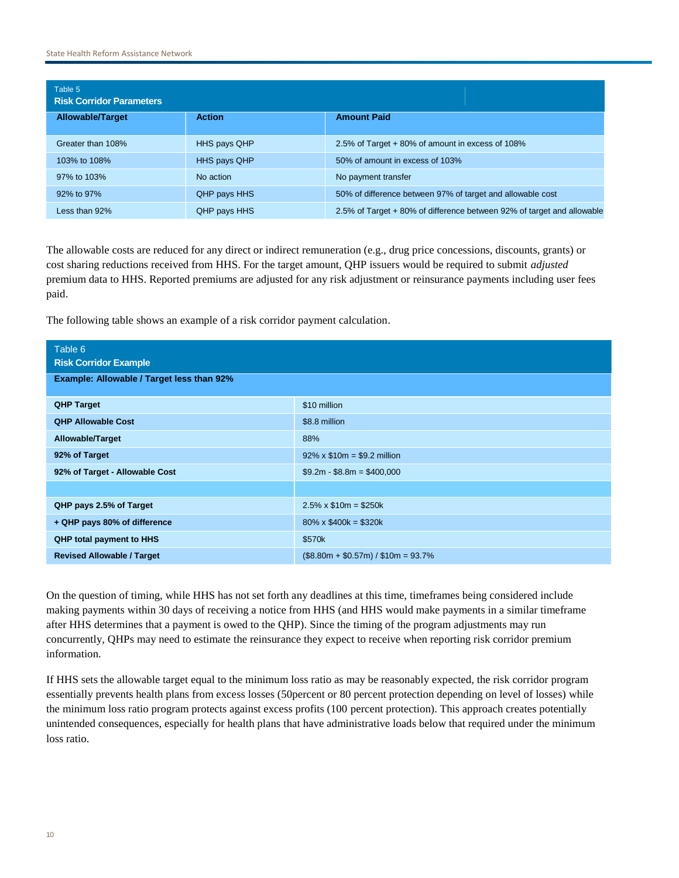| Table 5<br>**Risk Corridor Parameters** | | |
|---|---|---|
| **Allowable/Target** | **Action** | **Amount Paid** |
| Greater than 108% | HHS pays QHP | 2.5% of Target + 80% of amount in excess of 108% |
| 103% to 108% | HHS pays QHP | 50% of amount in excess of 103% |
| 97% to 103% | No action | No payment transfer |
| 92% to 97% | QHP pays HHS | 50% of difference between 97% of target and allowable cost |
| Less than 92% | QHP pays HHS | 2.5% of Target + 80% of difference between 92% of target and allowable |

The allowable costs are reduced for any direct or indirect remuneration (e.g., drug price concessions, discounts, grants) or cost sharing reductions received from HHS. For the target amount, QHP issuers would be required to submit *adjusted* premium data to HHS. Reported premiums are adjusted for any risk adjustment or reinsurance payments including user fees paid.

The following table shows an example of a risk corridor payment calculation.

| Table 6<br>**Risk Corridor Example** | |
|---|---|
| **Example: Allowable / Target less than 92%** | |
| **QHP Target** | $10 million |
| **QHP Allowable Cost** | $8.8 million |
| **Allowable/Target** | 88% |
| **92% of Target** | 92% x $10m = $9.2 million |
| **92% of Target - Allowable Cost** | $9.2m - $8.8m = $400,000 |
| | |
| **QHP pays 2.5% of Target** | 2.5% x $10m = $250k |
| **+ QHP pays 80% of difference** | 80% x $400k = $320k |
| **QHP total payment to HHS** | $570k |
| **Revised Allowable / Target** | ($8.80m + $0.57m) / $10m = 93.7% |

On the question of timing, while HHS has not set forth any deadlines at this time, timeframes being considered include making payments within 30 days of receiving a notice from HHS (and HHS would make payments in a similar timeframe after HHS determines that a payment is owed to the QHP). Since the timing of the program adjustments may run concurrently, QHPs may need to estimate the reinsurance they expect to receive when reporting risk corridor premium information.

If HHS sets the allowable target equal to the minimum loss ratio as may be reasonably expected, the risk corridor program essentially prevents health plans from excess losses (50percent or 80 percent protection depending on level of losses) while the minimum loss ratio program protects against excess profits (100 percent protection). This approach creates potentially unintended consequences, especially for health plans that have administrative loads below that required under the minimum loss ratio.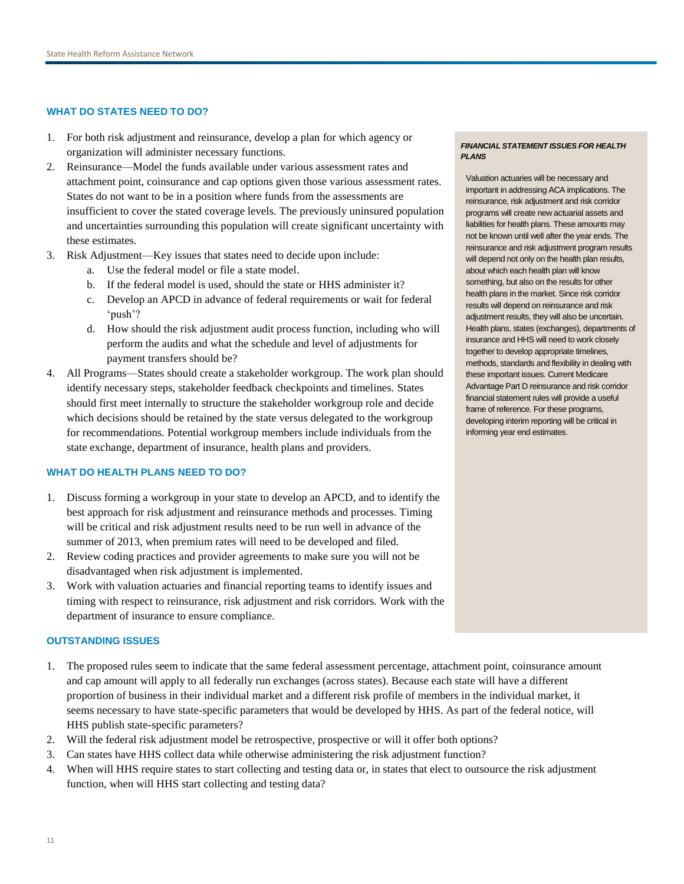### WHAT DO STATES NEED TO DO?

1. For both risk adjustment and reinsurance, develop a plan for which agency or organization will administer necessary functions.
2. Reinsurance—Model the funds available under various assessment rates and attachment point, coinsurance and cap options given those various assessment rates. States do not want to be in a position where funds from the assessments are insufficient to cover the stated coverage levels. The previously uninsured population and uncertainties surrounding this population will create significant uncertainty with these estimates.
3. Risk Adjustment—Key issues that states need to decide upon include:
    a. Use the federal model or file a state model.
    b. If the federal model is used, should the state or HHS administer it?
    c. Develop an APCD in advance of federal requirements or wait for federal 'push'?
    d. How should the risk adjustment audit process function, including who will perform the audits and what the schedule and level of adjustments for payment transfers should be?
4. All Programs—States should create a stakeholder workgroup. The work plan should identify necessary steps, stakeholder feedback checkpoints and timelines. States should first meet internally to structure the stakeholder workgroup role and decide which decisions should be retained by the state versus delegated to the workgroup for recommendations. Potential workgroup members include individuals from the state exchange, department of insurance, health plans and providers.

### WHAT DO HEALTH PLANS NEED TO DO?

1. Discuss forming a workgroup in your state to develop an APCD, and to identify the best approach for risk adjustment and reinsurance methods and processes. Timing will be critical and risk adjustment results need to be run well in advance of the summer of 2013, when premium rates will need to be developed and filed.
2. Review coding practices and provider agreements to make sure you will not be disadvantaged when risk adjustment is implemented.
3. Work with valuation actuaries and financial reporting teams to identify issues and timing with respect to reinsurance, risk adjustment and risk corridors. Work with the department of insurance to ensure compliance.

***FINANCIAL STATEMENT ISSUES FOR HEALTH PLANS***

Valuation actuaries will be necessary and important in addressing ACA implications. The reinsurance, risk adjustment and risk corridor programs will create new actuarial assets and liabilities for health plans. These amounts may not be known until well after the year ends. The reinsurance and risk adjustment program results will depend not only on the health plan results, about which each health plan will know something, but also on the results for other health plans in the market. Since risk corridor results will depend on reinsurance and risk adjustment results, they will also be uncertain. Health plans, states (exchanges), departments of insurance and HHS will need to work closely together to develop appropriate timelines, methods, standards and flexibility in dealing with these important issues. Current Medicare Advantage Part D reinsurance and risk corridor financial statement rules will provide a useful frame of reference. For these programs, developing interim reporting will be critical in informing year end estimates.

### OUTSTANDING ISSUES

1. The proposed rules seem to indicate that the same federal assessment percentage, attachment point, coinsurance amount and cap amount will apply to all federally run exchanges (across states). Because each state will have a different proportion of business in their individual market and a different risk profile of members in the individual market, it seems necessary to have state-specific parameters that would be developed by HHS. As part of the federal notice, will HHS publish state-specific parameters?
2. Will the federal risk adjustment model be retrospective, prospective or will it offer both options?
3. Can states have HHS collect data while otherwise administering the risk adjustment function?
4. When will HHS require states to start collecting and testing data or, in states that elect to outsource the risk adjustment function, when will HHS start collecting and testing data?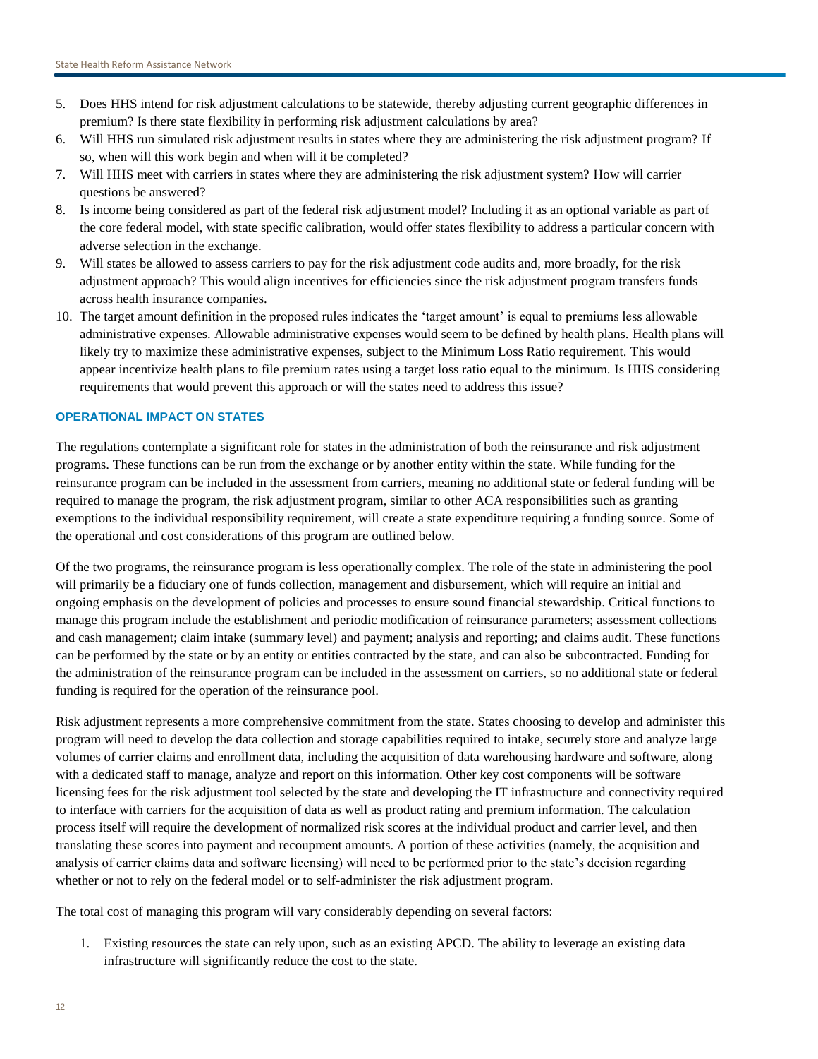5. Does HHS intend for risk adjustment calculations to be statewide, thereby adjusting current geographic differences in premium? Is there state flexibility in performing risk adjustment calculations by area?
6. Will HHS run simulated risk adjustment results in states where they are administering the risk adjustment program? If so, when will this work begin and when will it be completed?
7. Will HHS meet with carriers in states where they are administering the risk adjustment system? How will carrier questions be answered?
8. Is income being considered as part of the federal risk adjustment model? Including it as an optional variable as part of the core federal model, with state specific calibration, would offer states flexibility to address a particular concern with adverse selection in the exchange.
9. Will states be allowed to assess carriers to pay for the risk adjustment code audits and, more broadly, for the risk adjustment approach? This would align incentives for efficiencies since the risk adjustment program transfers funds across health insurance companies.
10. The target amount definition in the proposed rules indicates the 'target amount' is equal to premiums less allowable administrative expenses. Allowable administrative expenses would seem to be defined by health plans. Health plans will likely try to maximize these administrative expenses, subject to the Minimum Loss Ratio requirement. This would appear incentivize health plans to file premium rates using a target loss ratio equal to the minimum. Is HHS considering requirements that would prevent this approach or will the states need to address this issue?

### OPERATIONAL IMPACT ON STATES

The regulations contemplate a significant role for states in the administration of both the reinsurance and risk adjustment programs. These functions can be run from the exchange or by another entity within the state. While funding for the reinsurance program can be included in the assessment from carriers, meaning no additional state or federal funding will be required to manage the program, the risk adjustment program, similar to other ACA responsibilities such as granting exemptions to the individual responsibility requirement, will create a state expenditure requiring a funding source. Some of the operational and cost considerations of this program are outlined below.

Of the two programs, the reinsurance program is less operationally complex. The role of the state in administering the pool will primarily be a fiduciary one of funds collection, management and disbursement, which will require an initial and ongoing emphasis on the development of policies and processes to ensure sound financial stewardship. Critical functions to manage this program include the establishment and periodic modification of reinsurance parameters; assessment collections and cash management; claim intake (summary level) and payment; analysis and reporting; and claims audit. These functions can be performed by the state or by an entity or entities contracted by the state, and can also be subcontracted. Funding for the administration of the reinsurance program can be included in the assessment on carriers, so no additional state or federal funding is required for the operation of the reinsurance pool.

Risk adjustment represents a more comprehensive commitment from the state. States choosing to develop and administer this program will need to develop the data collection and storage capabilities required to intake, securely store and analyze large volumes of carrier claims and enrollment data, including the acquisition of data warehousing hardware and software, along with a dedicated staff to manage, analyze and report on this information. Other key cost components will be software licensing fees for the risk adjustment tool selected by the state and developing the IT infrastructure and connectivity required to interface with carriers for the acquisition of data as well as product rating and premium information. The calculation process itself will require the development of normalized risk scores at the individual product and carrier level, and then translating these scores into payment and recoupment amounts. A portion of these activities (namely, the acquisition and analysis of carrier claims data and software licensing) will need to be performed prior to the state's decision regarding whether or not to rely on the federal model or to self-administer the risk adjustment program.

The total cost of managing this program will vary considerably depending on several factors:

1. Existing resources the state can rely upon, such as an existing APCD. The ability to leverage an existing data infrastructure will significantly reduce the cost to the state.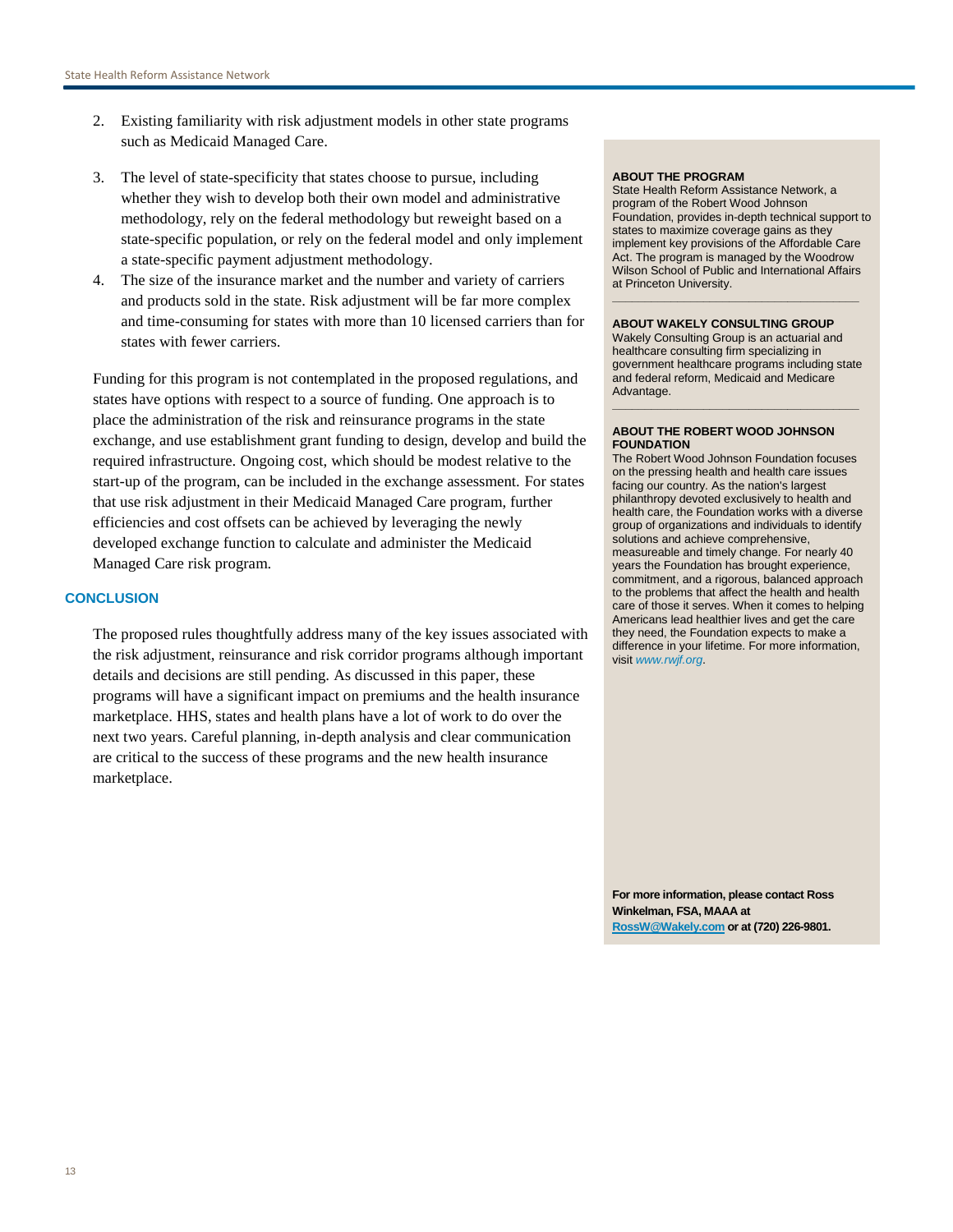2. Existing familiarity with risk adjustment models in other state programs such as Medicaid Managed Care.
3. The level of state-specificity that states choose to pursue, including whether they wish to develop both their own model and administrative methodology, rely on the federal methodology but reweight based on a state-specific population, or rely on the federal model and only implement a state-specific payment adjustment methodology.
4. The size of the insurance market and the number and variety of carriers and products sold in the state. Risk adjustment will be far more complex and time-consuming for states with more than 10 licensed carriers than for states with fewer carriers.

Funding for this program is not contemplated in the proposed regulations, and states have options with respect to a source of funding. One approach is to place the administration of the risk and reinsurance programs in the state exchange, and use establishment grant funding to design, develop and build the required infrastructure. Ongoing cost, which should be modest relative to the start-up of the program, can be included in the exchange assessment. For states that use risk adjustment in their Medicaid Managed Care program, further efficiencies and cost offsets can be achieved by leveraging the newly developed exchange function to calculate and administer the Medicaid Managed Care risk program.

## CONCLUSION

The proposed rules thoughtfully address many of the key issues associated with the risk adjustment, reinsurance and risk corridor programs although important details and decisions are still pending. As discussed in this paper, these programs will have a significant impact on premiums and the health insurance marketplace. HHS, states and health plans have a lot of work to do over the next two years. Careful planning, in-depth analysis and clear communication are critical to the success of these programs and the new health insurance marketplace.

**ABOUT THE PROGRAM**

State Health Reform Assistance Network, a program of the Robert Wood Johnson Foundation, provides in-depth technical support to states to maximize coverage gains as they implement key provisions of the Affordable Care Act. The program is managed by the Woodrow Wilson School of Public and International Affairs at Princeton University.

**ABOUT WAKELY CONSULTING GROUP**

Wakely Consulting Group is an actuarial and healthcare consulting firm specializing in government healthcare programs including state and federal reform, Medicaid and Medicare Advantage.

**ABOUT THE ROBERT WOOD JOHNSON FOUNDATION**

The Robert Wood Johnson Foundation focuses on the pressing health and health care issues facing our country. As the nation's largest philanthropy devoted exclusively to health and health care, the Foundation works with a diverse group of organizations and individuals to identify solutions and achieve comprehensive, measureable and timely change. For nearly 40 years the Foundation has brought experience, commitment, and a rigorous, balanced approach to the problems that affect the health and health care of those it serves. When it comes to helping Americans lead healthier lives and get the care they need, the Foundation expects to make a difference in your lifetime. For more information, visit *www.rwjf.org*.

**For more information, please contact Ross Winkelman, FSA, MAAA at RossW@Wakely.com or at (720) 226-9801.**